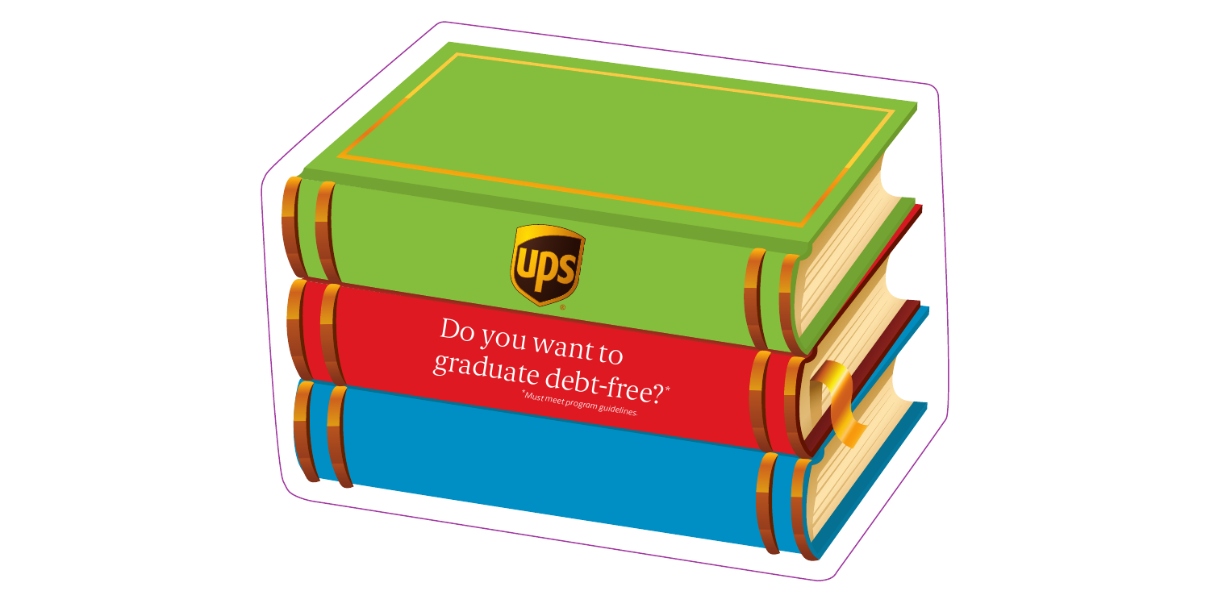UPS®

Do you want to graduate debt-free?*

*Must meet program guidelines.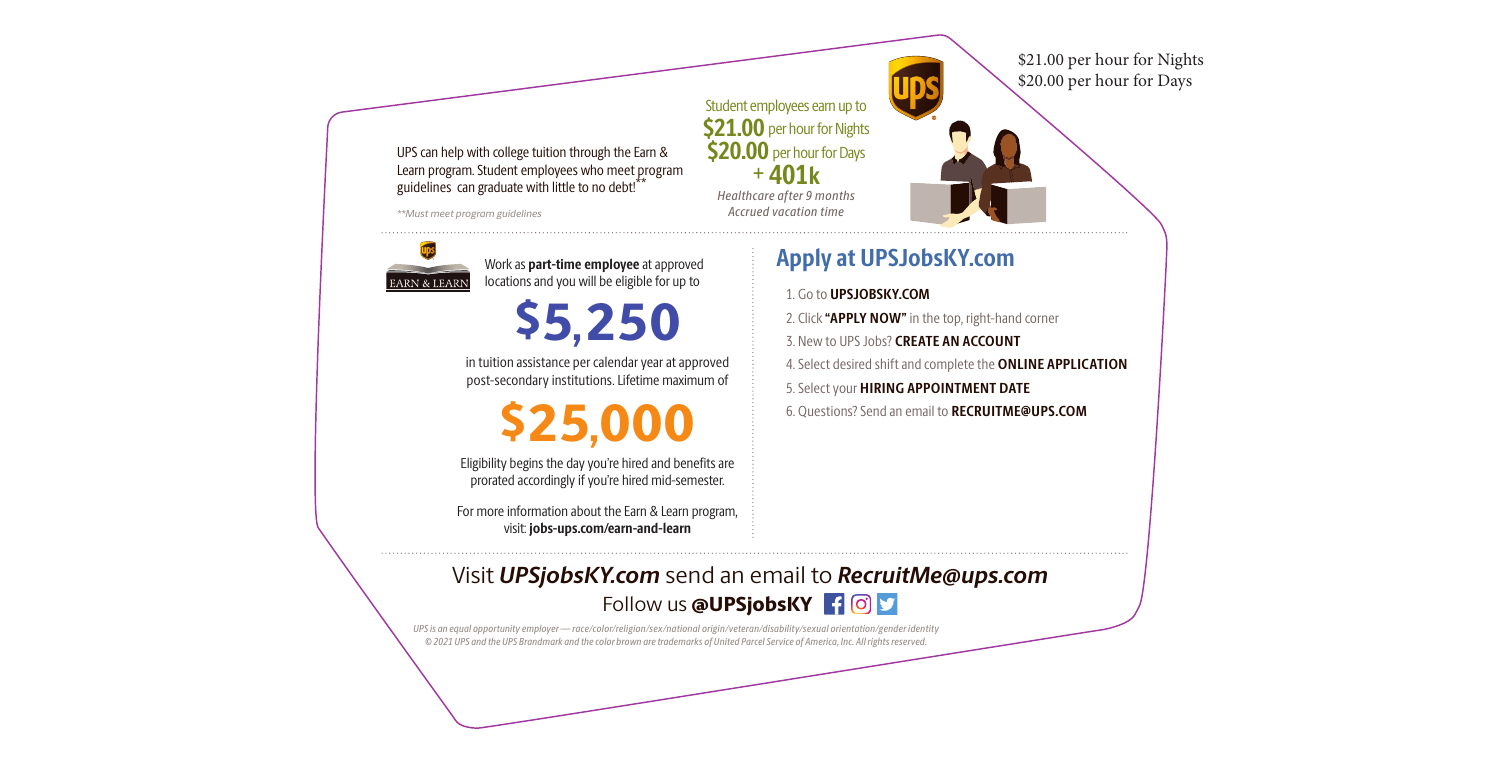$21.00 per hour for Nights
$20.00 per hour for Days

UPS can help with college tuition through the Earn & Learn program. Student employees who meet program guidelines can graduate with little to no debt!**

*\*\*Must meet program guidelines*

Student employees earn up to
**$21.00** per hour for Nights
**$20.00** per hour for Days
**+ 401k**
*Healthcare after 9 months*
*Accrued vacation time*

EARN & LEARN

Work as **part-time employee** at approved locations and you will be eligible for up to

# $5,250

in tuition assistance per calendar year at approved post-secondary institutions. Lifetime maximum of

# $25,000

Eligibility begins the day you're hired and benefits are prorated accordingly if you're hired mid-semester.

For more information about the Earn & Learn program, visit: **jobs-ups.com/earn-and-learn**

## Apply at UPSJobsKY.com

1. Go to **UPSJOBSKY.COM**
2. Click **"APPLY NOW"** in the top, right-hand corner
3. New to UPS Jobs? **CREATE AN ACCOUNT**
4. Select desired shift and complete the **ONLINE APPLICATION**
5. Select your **HIRING APPOINTMENT DATE**
6. Questions? Send an email to **RECRUITME@UPS.COM**

## Visit ***UPSjobsKY.com*** send an email to ***RecruitMe@ups.com***

Follow us **@UPSjobsKY**

*UPS is an equal opportunity employer — race/color/religion/sex/national origin/veteran/disability/sexual orientation/gender identity*
*© 2021 UPS and the UPS Brandmark and the color brown are trademarks of United Parcel Service of America, Inc. All rights reserved.*